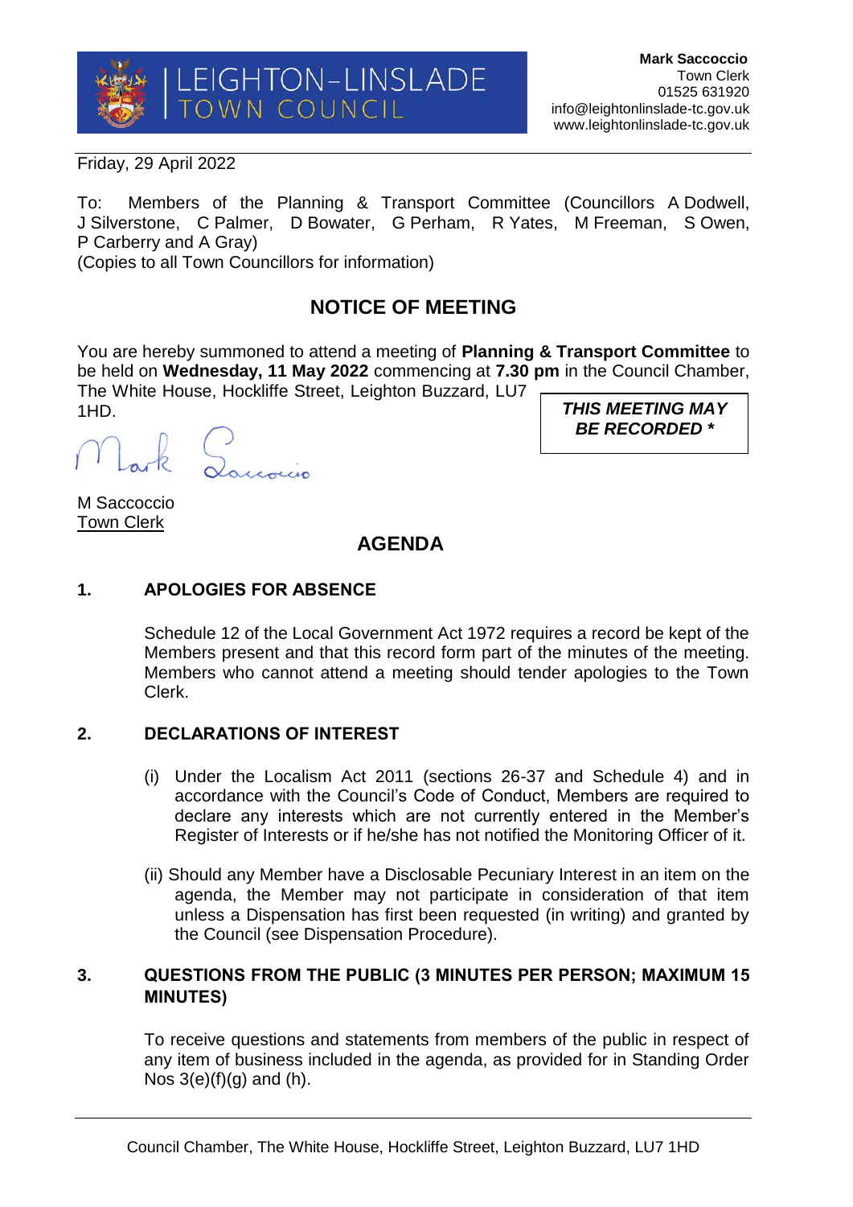LEIGHTON-LINSLADE TOWN COUNCIL

**Mark Saccoccio**
Town Clerk
01525 631920
info@leightonlinslade-tc.gov.uk
www.leightonlinslade-tc.gov.uk

Friday, 29 April 2022

To: Members of the Planning & Transport Committee (Councillors A Dodwell, J Silverstone, C Palmer, D Bowater, G Perham, R Yates, M Freeman, S Owen, P Carberry and A Gray)
(Copies to all Town Councillors for information)

## NOTICE OF MEETING

You are hereby summoned to attend a meeting of **Planning & Transport Committee** to be held on **Wednesday, 11 May 2022** commencing at **7.30 pm** in the Council Chamber, The White House, Hockliffe Street, Leighton Buzzard, LU7 1HD.

***THIS MEETING MAY BE RECORDED \****

M Saccoccio
Town Clerk

## AGENDA

### 1. APOLOGIES FOR ABSENCE

Schedule 12 of the Local Government Act 1972 requires a record be kept of the Members present and that this record form part of the minutes of the meeting. Members who cannot attend a meeting should tender apologies to the Town Clerk.

### 2. DECLARATIONS OF INTEREST

(i) Under the Localism Act 2011 (sections 26-37 and Schedule 4) and in accordance with the Council's Code of Conduct, Members are required to declare any interests which are not currently entered in the Member's Register of Interests or if he/she has not notified the Monitoring Officer of it.

(ii) Should any Member have a Disclosable Pecuniary Interest in an item on the agenda, the Member may not participate in consideration of that item unless a Dispensation has first been requested (in writing) and granted by the Council (see Dispensation Procedure).

### 3. QUESTIONS FROM THE PUBLIC (3 MINUTES PER PERSON; MAXIMUM 15 MINUTES)

To receive questions and statements from members of the public in respect of any item of business included in the agenda, as provided for in Standing Order Nos 3(e)(f)(g) and (h).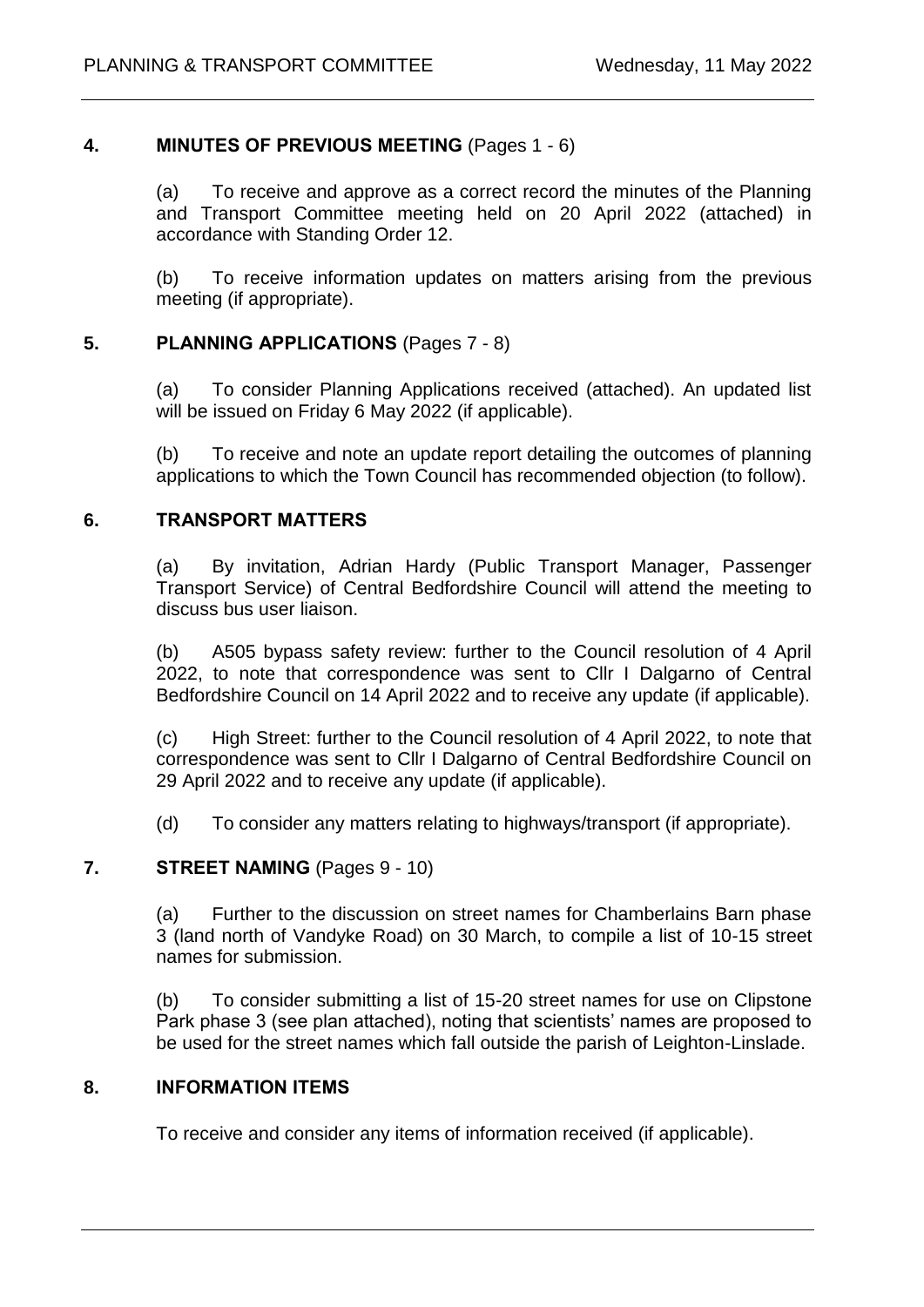## 4. MINUTES OF PREVIOUS MEETING (Pages 1 - 6)

(a) To receive and approve as a correct record the minutes of the Planning and Transport Committee meeting held on 20 April 2022 (attached) in accordance with Standing Order 12.

(b) To receive information updates on matters arising from the previous meeting (if appropriate).

## 5. PLANNING APPLICATIONS (Pages 7 - 8)

(a) To consider Planning Applications received (attached). An updated list will be issued on Friday 6 May 2022 (if applicable).

(b) To receive and note an update report detailing the outcomes of planning applications to which the Town Council has recommended objection (to follow).

## 6. TRANSPORT MATTERS

(a) By invitation, Adrian Hardy (Public Transport Manager, Passenger Transport Service) of Central Bedfordshire Council will attend the meeting to discuss bus user liaison.

(b) A505 bypass safety review: further to the Council resolution of 4 April 2022, to note that correspondence was sent to Cllr I Dalgarno of Central Bedfordshire Council on 14 April 2022 and to receive any update (if applicable).

(c) High Street: further to the Council resolution of 4 April 2022, to note that correspondence was sent to Cllr I Dalgarno of Central Bedfordshire Council on 29 April 2022 and to receive any update (if applicable).

(d) To consider any matters relating to highways/transport (if appropriate).

## 7. STREET NAMING (Pages 9 - 10)

(a) Further to the discussion on street names for Chamberlains Barn phase 3 (land north of Vandyke Road) on 30 March, to compile a list of 10-15 street names for submission.

(b) To consider submitting a list of 15-20 street names for use on Clipstone Park phase 3 (see plan attached), noting that scientists' names are proposed to be used for the street names which fall outside the parish of Leighton-Linslade.

## 8. INFORMATION ITEMS

To receive and consider any items of information received (if applicable).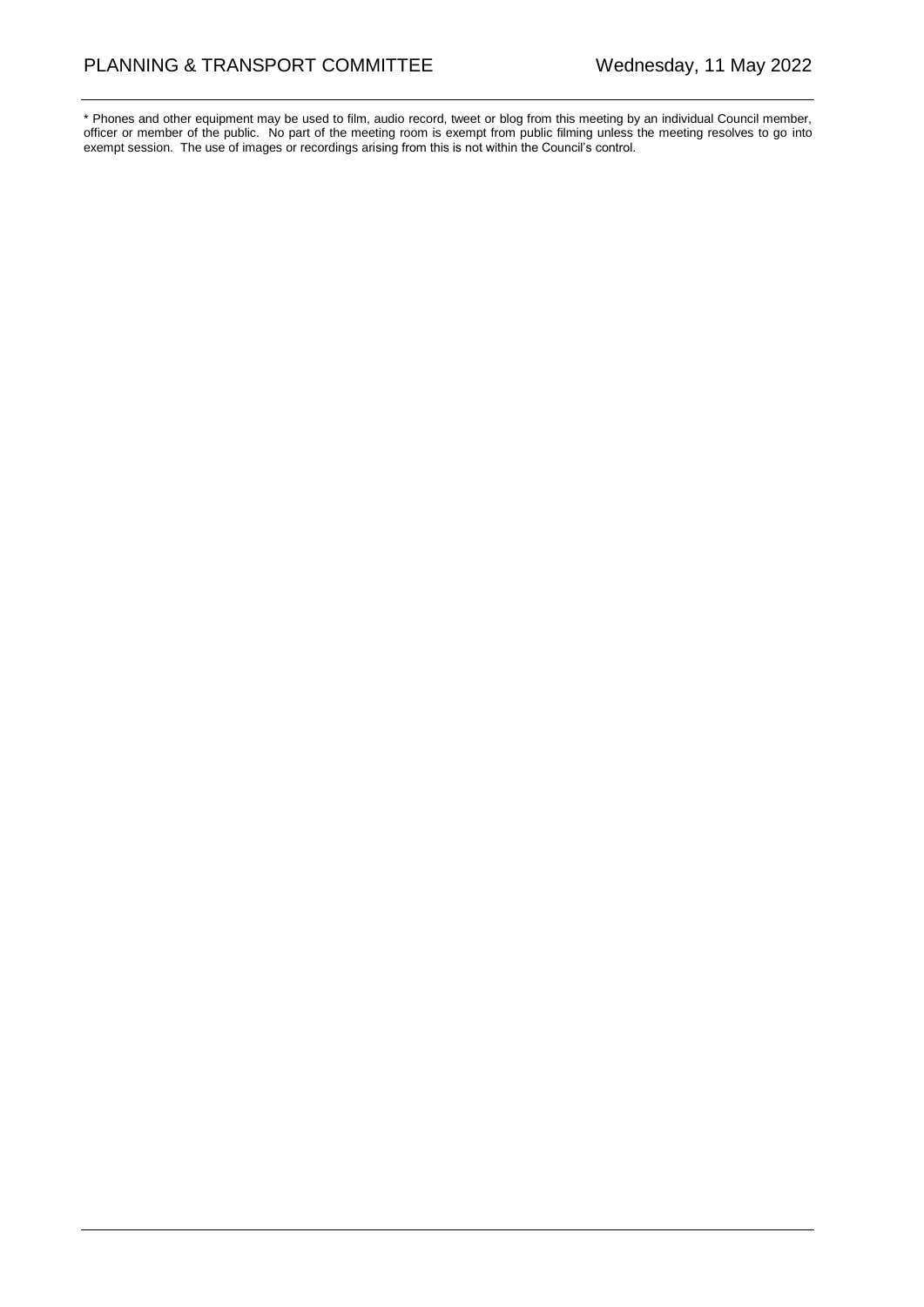\* Phones and other equipment may be used to film, audio record, tweet or blog from this meeting by an individual Council member, officer or member of the public. No part of the meeting room is exempt from public filming unless the meeting resolves to go into exempt session. The use of images or recordings arising from this is not within the Council's control.